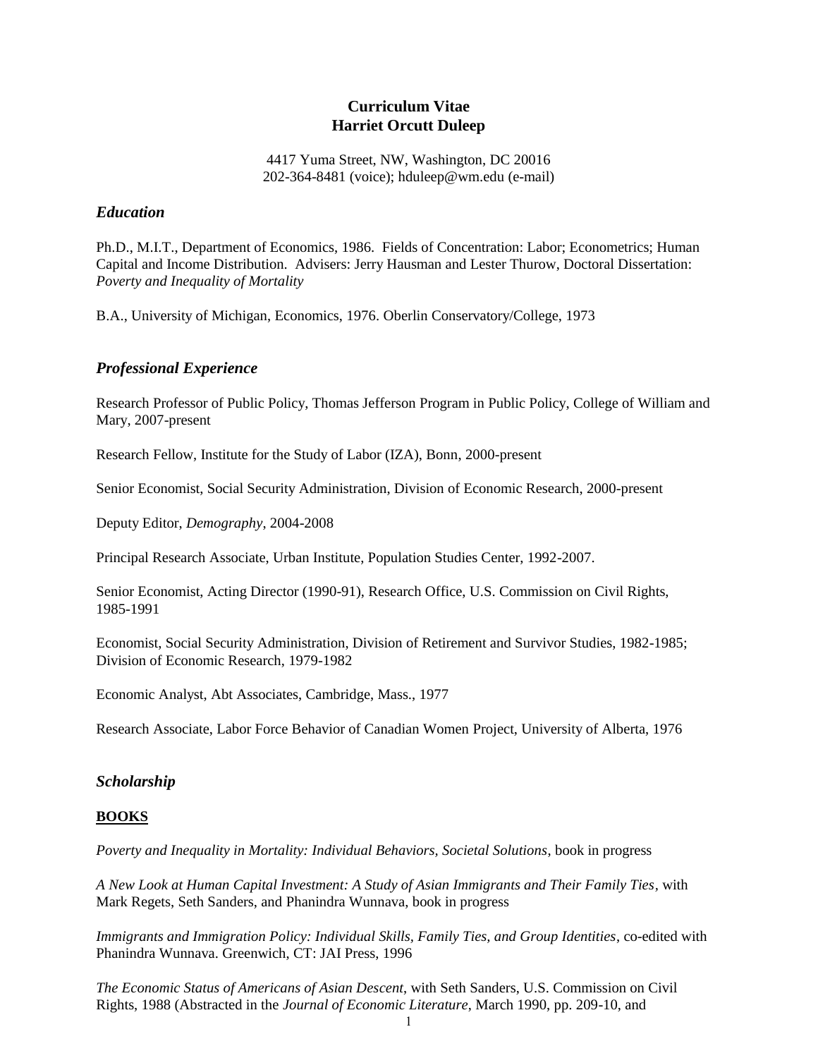# Curriculum Vitae
# Harriet Orcutt Duleep

4417 Yuma Street, NW, Washington, DC 20016
202-364-8481 (voice); hduleep@wm.edu (e-mail)

## *Education*

Ph.D., M.I.T., Department of Economics, 1986. Fields of Concentration: Labor; Econometrics; Human Capital and Income Distribution. Advisers: Jerry Hausman and Lester Thurow, Doctoral Dissertation: *Poverty and Inequality of Mortality*

B.A., University of Michigan, Economics, 1976. Oberlin Conservatory/College, 1973

## *Professional Experience*

Research Professor of Public Policy, Thomas Jefferson Program in Public Policy, College of William and Mary, 2007-present

Research Fellow, Institute for the Study of Labor (IZA), Bonn, 2000-present

Senior Economist, Social Security Administration, Division of Economic Research, 2000-present

Deputy Editor, *Demography*, 2004-2008

Principal Research Associate, Urban Institute, Population Studies Center, 1992-2007.

Senior Economist, Acting Director (1990-91), Research Office, U.S. Commission on Civil Rights, 1985-1991

Economist, Social Security Administration, Division of Retirement and Survivor Studies, 1982-1985; Division of Economic Research, 1979-1982

Economic Analyst, Abt Associates, Cambridge, Mass., 1977

Research Associate, Labor Force Behavior of Canadian Women Project, University of Alberta, 1976

## *Scholarship*

### **BOOKS**

*Poverty and Inequality in Mortality: Individual Behaviors, Societal Solutions*, book in progress

*A New Look at Human Capital Investment: A Study of Asian Immigrants and Their Family Ties*, with Mark Regets, Seth Sanders, and Phanindra Wunnava, book in progress

*Immigrants and Immigration Policy: Individual Skills, Family Ties, and Group Identities*, co-edited with Phanindra Wunnava. Greenwich, CT: JAI Press, 1996

*The Economic Status of Americans of Asian Descent*, with Seth Sanders, U.S. Commission on Civil Rights, 1988 (Abstracted in the *Journal of Economic Literature*, March 1990, pp. 209-10, and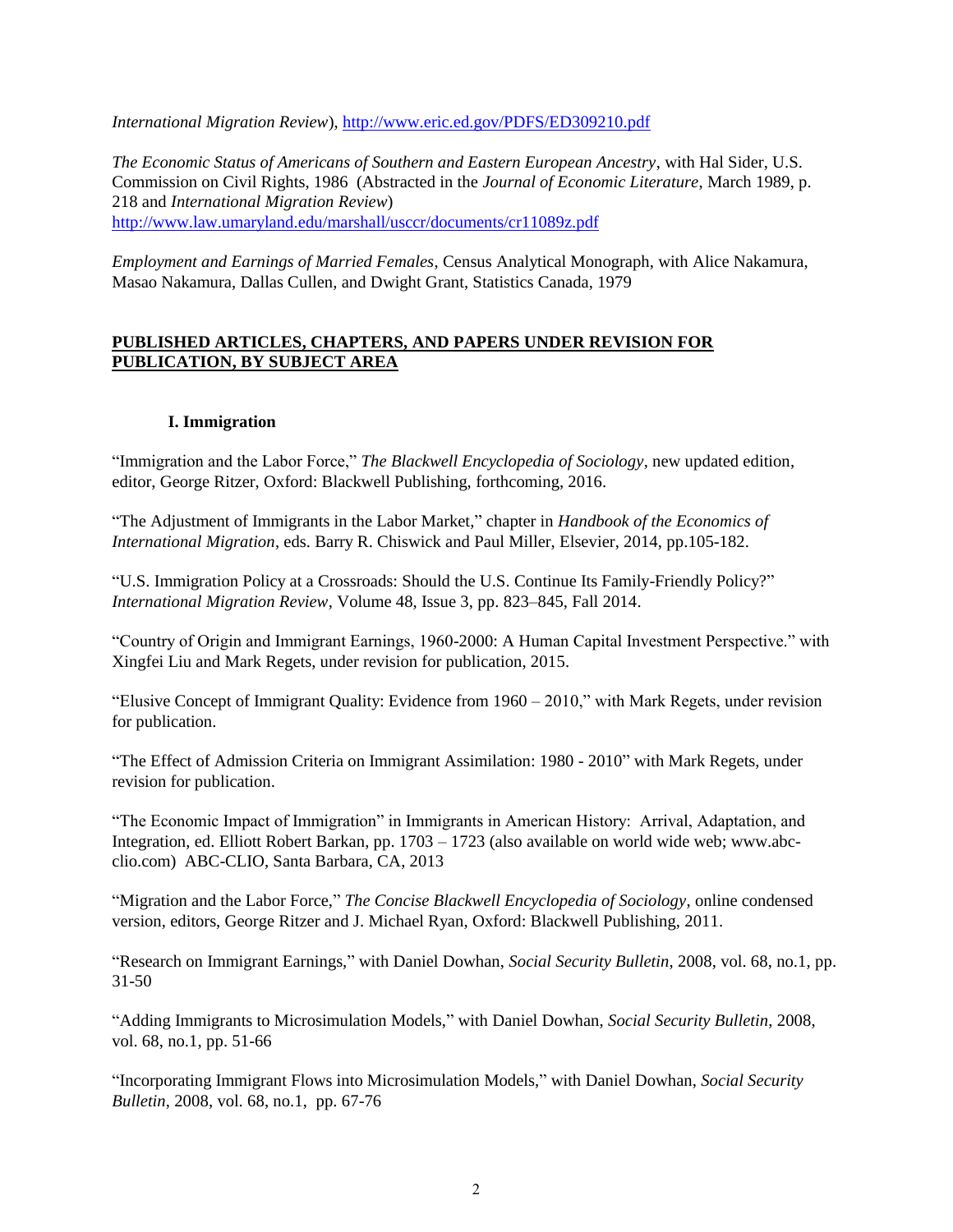*International Migration Review*), http://www.eric.ed.gov/PDFS/ED309210.pdf

*The Economic Status of Americans of Southern and Eastern European Ancestry*, with Hal Sider, U.S. Commission on Civil Rights, 1986 (Abstracted in the *Journal of Economic Literature*, March 1989, p. 218 and *International Migration Review*) http://www.law.umaryland.edu/marshall/usccr/documents/cr11089z.pdf

*Employment and Earnings of Married Females*, Census Analytical Monograph, with Alice Nakamura, Masao Nakamura, Dallas Cullen, and Dwight Grant, Statistics Canada, 1979

## PUBLISHED ARTICLES, CHAPTERS, AND PAPERS UNDER REVISION FOR PUBLICATION, BY SUBJECT AREA

### I. Immigration

"Immigration and the Labor Force," *The Blackwell Encyclopedia of Sociology*, new updated edition, editor, George Ritzer, Oxford: Blackwell Publishing, forthcoming, 2016.

"The Adjustment of Immigrants in the Labor Market," chapter in *Handbook of the Economics of International Migration*, eds. Barry R. Chiswick and Paul Miller, Elsevier, 2014, pp.105-182.

"U.S. Immigration Policy at a Crossroads: Should the U.S. Continue Its Family-Friendly Policy?" *International Migration Review*, Volume 48, Issue 3, pp. 823–845, Fall 2014.

"Country of Origin and Immigrant Earnings, 1960-2000: A Human Capital Investment Perspective." with Xingfei Liu and Mark Regets, under revision for publication, 2015.

"Elusive Concept of Immigrant Quality: Evidence from 1960 – 2010," with Mark Regets, under revision for publication.

"The Effect of Admission Criteria on Immigrant Assimilation: 1980 - 2010" with Mark Regets, under revision for publication.

"The Economic Impact of Immigration" in Immigrants in American History: Arrival, Adaptation, and Integration, ed. Elliott Robert Barkan, pp. 1703 – 1723 (also available on world wide web; www.abc-clio.com) ABC-CLIO, Santa Barbara, CA, 2013

"Migration and the Labor Force," *The Concise Blackwell Encyclopedia of Sociology*, online condensed version, editors, George Ritzer and J. Michael Ryan, Oxford: Blackwell Publishing, 2011.

"Research on Immigrant Earnings," with Daniel Dowhan, *Social Security Bulletin*, 2008, vol. 68, no.1, pp. 31-50

"Adding Immigrants to Microsimulation Models," with Daniel Dowhan, *Social Security Bulletin*, 2008, vol. 68, no.1, pp. 51-66

"Incorporating Immigrant Flows into Microsimulation Models," with Daniel Dowhan, *Social Security Bulletin*, 2008, vol. 68, no.1, pp. 67-76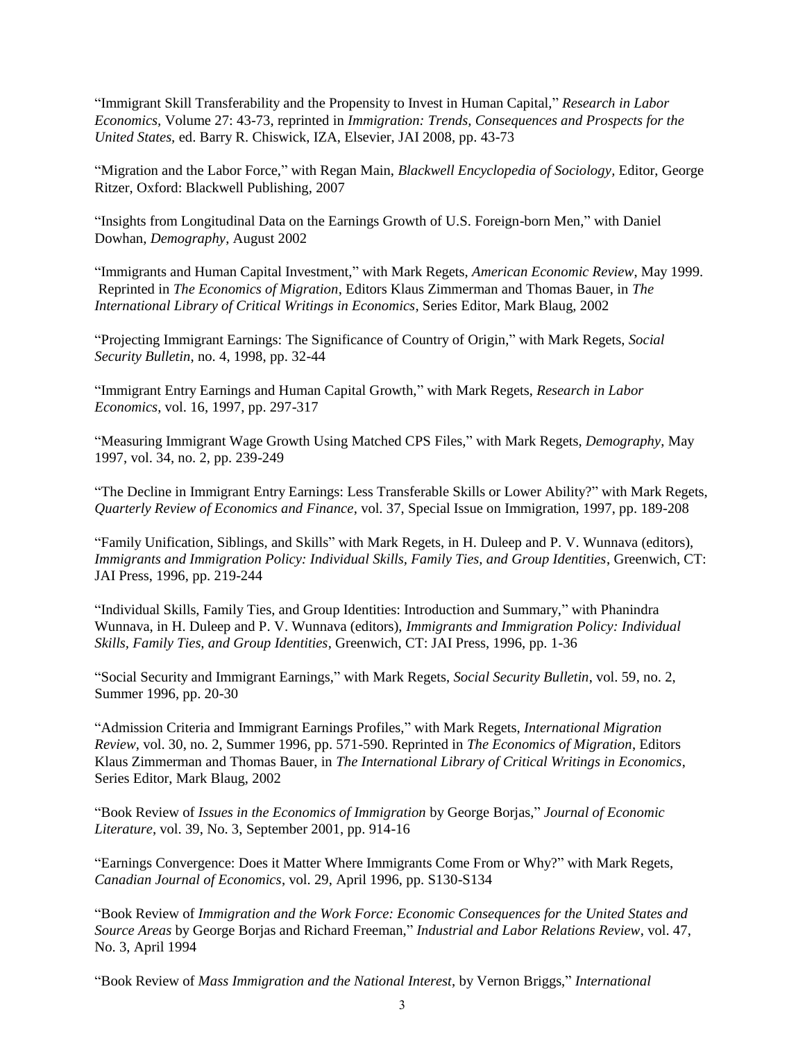"Immigrant Skill Transferability and the Propensity to Invest in Human Capital," *Research in Labor Economics,* Volume 27: 43-73, reprinted in *Immigration: Trends, Consequences and Prospects for the United States,* ed. Barry R. Chiswick, IZA, Elsevier, JAI 2008, pp. 43-73

"Migration and the Labor Force," with Regan Main, *Blackwell Encyclopedia of Sociology,* Editor, George Ritzer, Oxford: Blackwell Publishing, 2007

"Insights from Longitudinal Data on the Earnings Growth of U.S. Foreign-born Men," with Daniel Dowhan, *Demography*, August 2002

"Immigrants and Human Capital Investment," with Mark Regets, *American Economic Review*, May 1999. Reprinted in *The Economics of Migration*, Editors Klaus Zimmerman and Thomas Bauer, in *The International Library of Critical Writings in Economics*, Series Editor, Mark Blaug, 2002

"Projecting Immigrant Earnings: The Significance of Country of Origin," with Mark Regets, *Social Security Bulletin*, no. 4, 1998, pp. 32-44

"Immigrant Entry Earnings and Human Capital Growth," with Mark Regets, *Research in Labor Economics*, vol. 16, 1997, pp. 297-317

"Measuring Immigrant Wage Growth Using Matched CPS Files," with Mark Regets, *Demography*, May 1997, vol. 34, no. 2, pp. 239-249

"The Decline in Immigrant Entry Earnings: Less Transferable Skills or Lower Ability?" with Mark Regets, *Quarterly Review of Economics and Finance*, vol. 37, Special Issue on Immigration, 1997, pp. 189-208

"Family Unification, Siblings, and Skills" with Mark Regets, in H. Duleep and P. V. Wunnava (editors), *Immigrants and Immigration Policy: Individual Skills, Family Ties, and Group Identities*, Greenwich, CT: JAI Press, 1996, pp. 219-244

"Individual Skills, Family Ties, and Group Identities: Introduction and Summary," with Phanindra Wunnava, in H. Duleep and P. V. Wunnava (editors), *Immigrants and Immigration Policy: Individual Skills, Family Ties, and Group Identities*, Greenwich, CT: JAI Press, 1996, pp. 1-36

"Social Security and Immigrant Earnings," with Mark Regets, *Social Security Bulletin*, vol. 59, no. 2, Summer 1996, pp. 20-30

"Admission Criteria and Immigrant Earnings Profiles," with Mark Regets, *International Migration Review*, vol. 30, no. 2, Summer 1996, pp. 571-590. Reprinted in *The Economics of Migration*, Editors Klaus Zimmerman and Thomas Bauer, in *The International Library of Critical Writings in Economics*, Series Editor, Mark Blaug, 2002

"Book Review of *Issues in the Economics of Immigration* by George Borjas," *Journal of Economic Literature*, vol. 39, No. 3, September 2001, pp. 914-16

"Earnings Convergence: Does it Matter Where Immigrants Come From or Why?" with Mark Regets, *Canadian Journal of Economics*, vol. 29, April 1996, pp. S130-S134

"Book Review of *Immigration and the Work Force: Economic Consequences for the United States and Source Areas* by George Borjas and Richard Freeman," *Industrial and Labor Relations Review*, vol. 47, No. 3, April 1994

"Book Review of *Mass Immigration and the National Interest*, by Vernon Briggs," *International*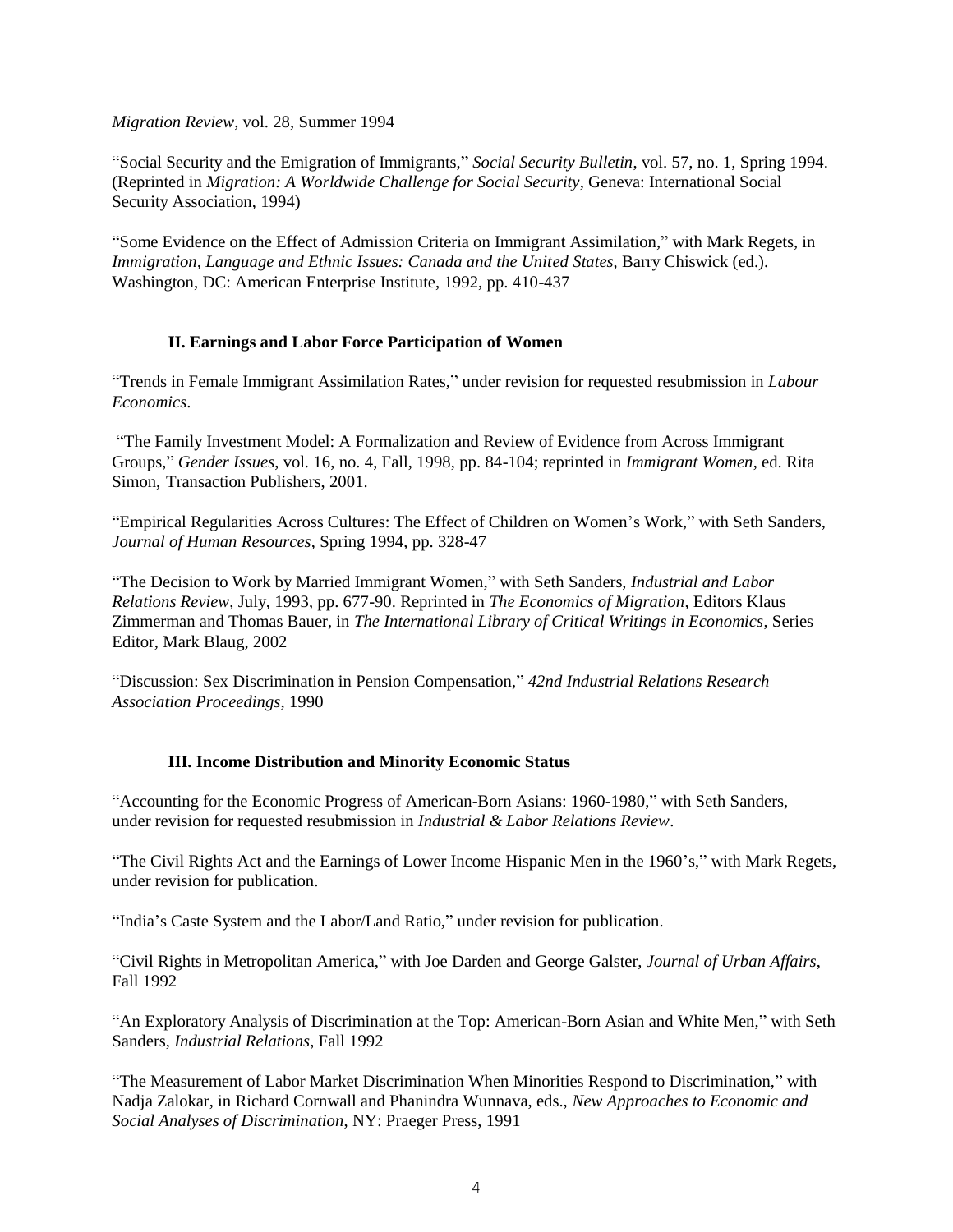*Migration Review*, vol. 28, Summer 1994

"Social Security and the Emigration of Immigrants," *Social Security Bulletin*, vol. 57, no. 1, Spring 1994. (Reprinted in *Migration: A Worldwide Challenge for Social Security*, Geneva: International Social Security Association, 1994)

"Some Evidence on the Effect of Admission Criteria on Immigrant Assimilation," with Mark Regets, in *Immigration, Language and Ethnic Issues: Canada and the United States*, Barry Chiswick (ed.). Washington, DC: American Enterprise Institute, 1992, pp. 410-437

### II. Earnings and Labor Force Participation of Women

"Trends in Female Immigrant Assimilation Rates," under revision for requested resubmission in *Labour Economics*.

"The Family Investment Model: A Formalization and Review of Evidence from Across Immigrant Groups," *Gender Issues*, vol. 16, no. 4, Fall, 1998, pp. 84-104; reprinted in *Immigrant Women*, ed. Rita Simon, Transaction Publishers, 2001.

"Empirical Regularities Across Cultures: The Effect of Children on Women's Work," with Seth Sanders, *Journal of Human Resources*, Spring 1994, pp. 328-47

"The Decision to Work by Married Immigrant Women," with Seth Sanders, *Industrial and Labor Relations Review*, July, 1993, pp. 677-90. Reprinted in *The Economics of Migration*, Editors Klaus Zimmerman and Thomas Bauer, in *The International Library of Critical Writings in Economics*, Series Editor, Mark Blaug, 2002

"Discussion: Sex Discrimination in Pension Compensation," *42nd Industrial Relations Research Association Proceedings*, 1990

### III. Income Distribution and Minority Economic Status

"Accounting for the Economic Progress of American-Born Asians: 1960-1980," with Seth Sanders, under revision for requested resubmission in *Industrial & Labor Relations Review*.

"The Civil Rights Act and the Earnings of Lower Income Hispanic Men in the 1960's," with Mark Regets, under revision for publication.

"India's Caste System and the Labor/Land Ratio," under revision for publication.

"Civil Rights in Metropolitan America," with Joe Darden and George Galster, *Journal of Urban Affairs*, Fall 1992

"An Exploratory Analysis of Discrimination at the Top: American-Born Asian and White Men," with Seth Sanders, *Industrial Relations*, Fall 1992

"The Measurement of Labor Market Discrimination When Minorities Respond to Discrimination," with Nadja Zalokar, in Richard Cornwall and Phanindra Wunnava, eds., *New Approaches to Economic and Social Analyses of Discrimination*, NY: Praeger Press, 1991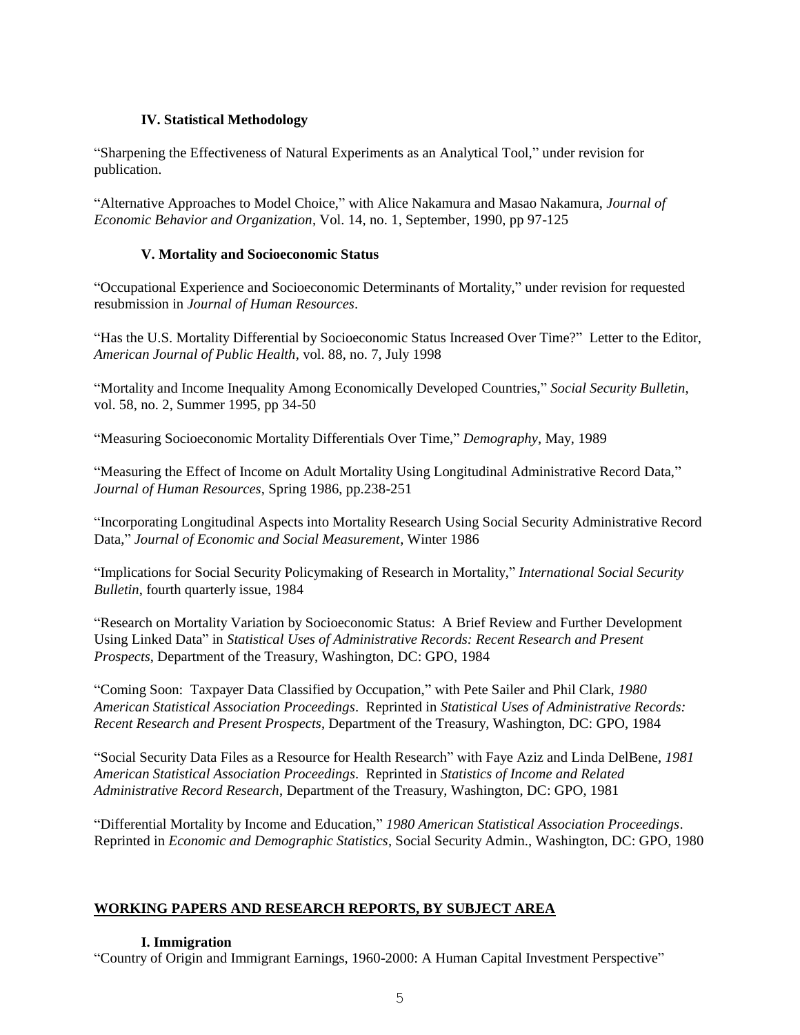### IV. Statistical Methodology

"Sharpening the Effectiveness of Natural Experiments as an Analytical Tool," under revision for publication.

"Alternative Approaches to Model Choice," with Alice Nakamura and Masao Nakamura, *Journal of Economic Behavior and Organization*, Vol. 14, no. 1, September, 1990, pp 97-125

### V. Mortality and Socioeconomic Status

"Occupational Experience and Socioeconomic Determinants of Mortality," under revision for requested resubmission in *Journal of Human Resources*.

"Has the U.S. Mortality Differential by Socioeconomic Status Increased Over Time?" Letter to the Editor, *American Journal of Public Health*, vol. 88, no. 7, July 1998

"Mortality and Income Inequality Among Economically Developed Countries," *Social Security Bulletin*, vol. 58, no. 2, Summer 1995, pp 34-50

"Measuring Socioeconomic Mortality Differentials Over Time," *Demography*, May, 1989

"Measuring the Effect of Income on Adult Mortality Using Longitudinal Administrative Record Data," *Journal of Human Resources*, Spring 1986, pp.238-251

"Incorporating Longitudinal Aspects into Mortality Research Using Social Security Administrative Record Data," *Journal of Economic and Social Measurement*, Winter 1986

"Implications for Social Security Policymaking of Research in Mortality," *International Social Security Bulletin*, fourth quarterly issue, 1984

"Research on Mortality Variation by Socioeconomic Status: A Brief Review and Further Development Using Linked Data" in *Statistical Uses of Administrative Records: Recent Research and Present Prospects*, Department of the Treasury, Washington, DC: GPO, 1984

"Coming Soon: Taxpayer Data Classified by Occupation," with Pete Sailer and Phil Clark, *1980 American Statistical Association Proceedings*. Reprinted in *Statistical Uses of Administrative Records: Recent Research and Present Prospects*, Department of the Treasury, Washington, DC: GPO, 1984

"Social Security Data Files as a Resource for Health Research" with Faye Aziz and Linda DelBene, *1981 American Statistical Association Proceedings*. Reprinted in *Statistics of Income and Related Administrative Record Research*, Department of the Treasury, Washington, DC: GPO, 1981

"Differential Mortality by Income and Education," *1980 American Statistical Association Proceedings*. Reprinted in *Economic and Demographic Statistics*, Social Security Admin., Washington, DC: GPO, 1980

## WORKING PAPERS AND RESEARCH REPORTS, BY SUBJECT AREA

### I. Immigration

"Country of Origin and Immigrant Earnings, 1960-2000: A Human Capital Investment Perspective"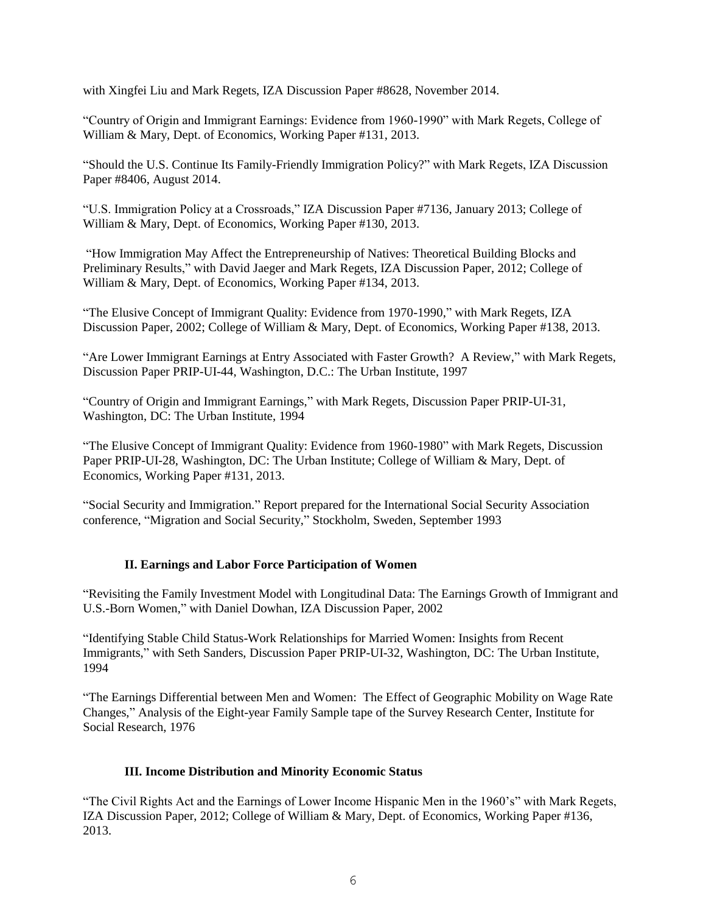with Xingfei Liu and Mark Regets, IZA Discussion Paper #8628, November 2014.

"Country of Origin and Immigrant Earnings: Evidence from 1960-1990" with Mark Regets, College of William & Mary, Dept. of Economics, Working Paper #131, 2013.

"Should the U.S. Continue Its Family-Friendly Immigration Policy?" with Mark Regets, IZA Discussion Paper #8406, August 2014.

"U.S. Immigration Policy at a Crossroads," IZA Discussion Paper #7136, January 2013; College of William & Mary, Dept. of Economics, Working Paper #130, 2013.

"How Immigration May Affect the Entrepreneurship of Natives: Theoretical Building Blocks and Preliminary Results," with David Jaeger and Mark Regets, IZA Discussion Paper, 2012; College of William & Mary, Dept. of Economics, Working Paper #134, 2013.

"The Elusive Concept of Immigrant Quality: Evidence from 1970-1990," with Mark Regets, IZA Discussion Paper, 2002; College of William & Mary, Dept. of Economics, Working Paper #138, 2013.

"Are Lower Immigrant Earnings at Entry Associated with Faster Growth? A Review," with Mark Regets, Discussion Paper PRIP-UI-44, Washington, D.C.: The Urban Institute, 1997

"Country of Origin and Immigrant Earnings," with Mark Regets, Discussion Paper PRIP-UI-31, Washington, DC: The Urban Institute, 1994

"The Elusive Concept of Immigrant Quality: Evidence from 1960-1980" with Mark Regets, Discussion Paper PRIP-UI-28, Washington, DC: The Urban Institute; College of William & Mary, Dept. of Economics, Working Paper #131, 2013.

"Social Security and Immigration." Report prepared for the International Social Security Association conference, "Migration and Social Security," Stockholm, Sweden, September 1993

### II. Earnings and Labor Force Participation of Women

"Revisiting the Family Investment Model with Longitudinal Data: The Earnings Growth of Immigrant and U.S.-Born Women," with Daniel Dowhan, IZA Discussion Paper, 2002

"Identifying Stable Child Status-Work Relationships for Married Women: Insights from Recent Immigrants," with Seth Sanders, Discussion Paper PRIP-UI-32, Washington, DC: The Urban Institute, 1994

"The Earnings Differential between Men and Women: The Effect of Geographic Mobility on Wage Rate Changes," Analysis of the Eight-year Family Sample tape of the Survey Research Center, Institute for Social Research, 1976

### III. Income Distribution and Minority Economic Status

"The Civil Rights Act and the Earnings of Lower Income Hispanic Men in the 1960's" with Mark Regets, IZA Discussion Paper, 2012; College of William & Mary, Dept. of Economics, Working Paper #136, 2013.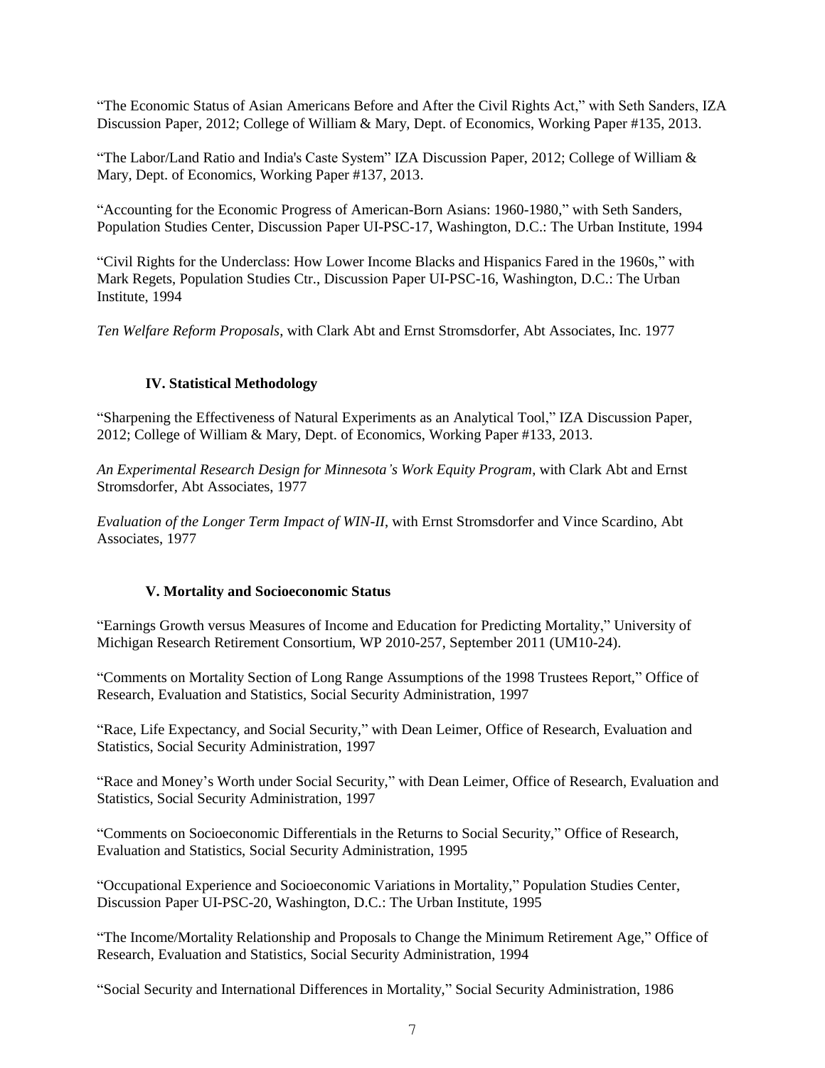"The Economic Status of Asian Americans Before and After the Civil Rights Act," with Seth Sanders, IZA Discussion Paper, 2012; College of William & Mary, Dept. of Economics, Working Paper #135, 2013.

"The Labor/Land Ratio and India's Caste System" IZA Discussion Paper, 2012; College of William & Mary, Dept. of Economics, Working Paper #137, 2013.

"Accounting for the Economic Progress of American-Born Asians: 1960-1980," with Seth Sanders, Population Studies Center, Discussion Paper UI-PSC-17, Washington, D.C.: The Urban Institute, 1994

"Civil Rights for the Underclass: How Lower Income Blacks and Hispanics Fared in the 1960s," with Mark Regets, Population Studies Ctr., Discussion Paper UI-PSC-16, Washington, D.C.: The Urban Institute, 1994

*Ten Welfare Reform Proposals*, with Clark Abt and Ernst Stromsdorfer, Abt Associates, Inc. 1977

### IV. Statistical Methodology

"Sharpening the Effectiveness of Natural Experiments as an Analytical Tool," IZA Discussion Paper, 2012; College of William & Mary, Dept. of Economics, Working Paper #133, 2013.

*An Experimental Research Design for Minnesota's Work Equity Program*, with Clark Abt and Ernst Stromsdorfer, Abt Associates, 1977

*Evaluation of the Longer Term Impact of WIN-II*, with Ernst Stromsdorfer and Vince Scardino, Abt Associates, 1977

### V. Mortality and Socioeconomic Status

"Earnings Growth versus Measures of Income and Education for Predicting Mortality," University of Michigan Research Retirement Consortium, WP 2010-257, September 2011 (UM10-24).

"Comments on Mortality Section of Long Range Assumptions of the 1998 Trustees Report," Office of Research, Evaluation and Statistics, Social Security Administration, 1997

"Race, Life Expectancy, and Social Security," with Dean Leimer, Office of Research, Evaluation and Statistics, Social Security Administration, 1997

"Race and Money's Worth under Social Security," with Dean Leimer, Office of Research, Evaluation and Statistics, Social Security Administration, 1997

"Comments on Socioeconomic Differentials in the Returns to Social Security," Office of Research, Evaluation and Statistics, Social Security Administration, 1995

"Occupational Experience and Socioeconomic Variations in Mortality," Population Studies Center, Discussion Paper UI-PSC-20, Washington, D.C.: The Urban Institute, 1995

"The Income/Mortality Relationship and Proposals to Change the Minimum Retirement Age," Office of Research, Evaluation and Statistics, Social Security Administration, 1994

"Social Security and International Differences in Mortality," Social Security Administration, 1986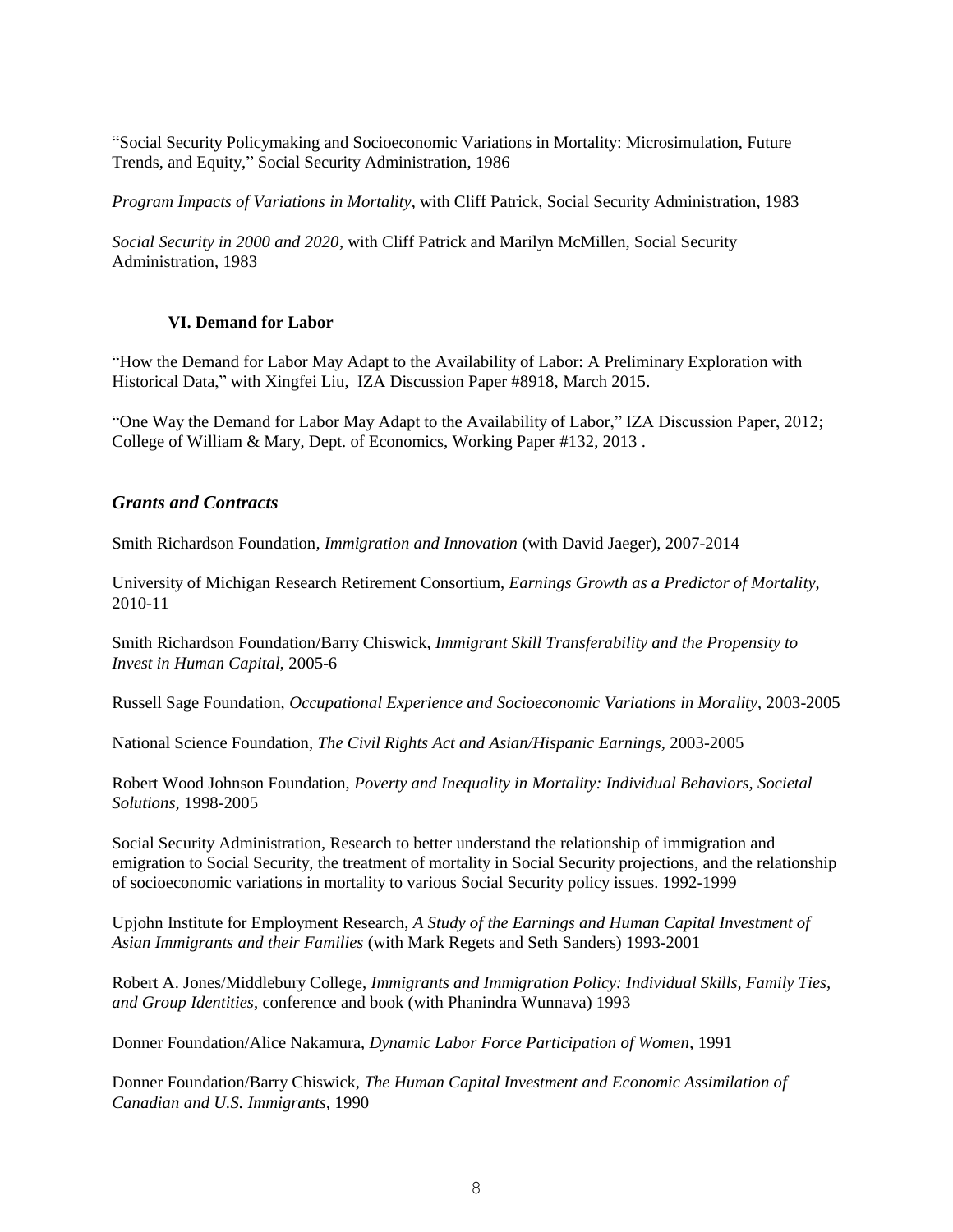"Social Security Policymaking and Socioeconomic Variations in Mortality: Microsimulation, Future Trends, and Equity," Social Security Administration, 1986

*Program Impacts of Variations in Mortality*, with Cliff Patrick, Social Security Administration, 1983

*Social Security in 2000 and 2020*, with Cliff Patrick and Marilyn McMillen, Social Security Administration, 1983

### VI. Demand for Labor

"How the Demand for Labor May Adapt to the Availability of Labor: A Preliminary Exploration with Historical Data," with Xingfei Liu, IZA Discussion Paper #8918, March 2015.

"One Way the Demand for Labor May Adapt to the Availability of Labor," IZA Discussion Paper, 2012; College of William & Mary, Dept. of Economics, Working Paper #132, 2013 .

## *Grants and Contracts*

Smith Richardson Foundation, *Immigration and Innovation* (with David Jaeger), 2007-2014

University of Michigan Research Retirement Consortium, *Earnings Growth as a Predictor of Mortality*, 2010-11

Smith Richardson Foundation/Barry Chiswick, *Immigrant Skill Transferability and the Propensity to Invest in Human Capital,* 2005-6

Russell Sage Foundation, *Occupational Experience and Socioeconomic Variations in Morality,* 2003-2005

National Science Foundation, *The Civil Rights Act and Asian/Hispanic Earnings*, 2003-2005

Robert Wood Johnson Foundation, *Poverty and Inequality in Mortality: Individual Behaviors, Societal Solutions,* 1998-2005

Social Security Administration, Research to better understand the relationship of immigration and emigration to Social Security, the treatment of mortality in Social Security projections, and the relationship of socioeconomic variations in mortality to various Social Security policy issues. 1992-1999

Upjohn Institute for Employment Research, *A Study of the Earnings and Human Capital Investment of Asian Immigrants and their Families* (with Mark Regets and Seth Sanders) 1993-2001

Robert A. Jones/Middlebury College, *Immigrants and Immigration Policy: Individual Skills, Family Ties, and Group Identities*, conference and book (with Phanindra Wunnava) 1993

Donner Foundation/Alice Nakamura, *Dynamic Labor Force Participation of Women*, 1991

Donner Foundation/Barry Chiswick, *The Human Capital Investment and Economic Assimilation of Canadian and U.S. Immigrants,* 1990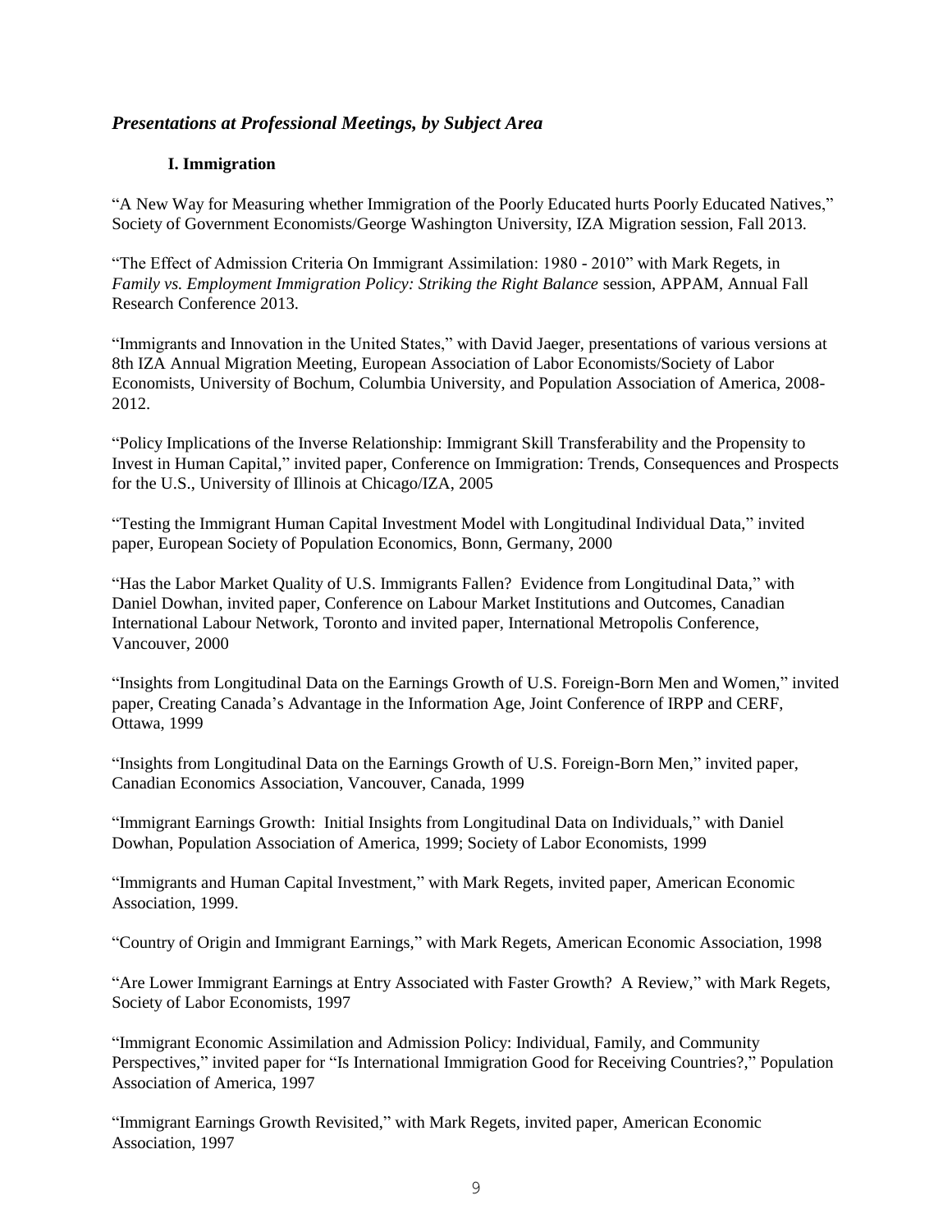## *Presentations at Professional Meetings, by Subject Area*

### I. Immigration

"A New Way for Measuring whether Immigration of the Poorly Educated hurts Poorly Educated Natives," Society of Government Economists/George Washington University, IZA Migration session, Fall 2013.

"The Effect of Admission Criteria On Immigrant Assimilation: 1980 - 2010" with Mark Regets, in *Family vs. Employment Immigration Policy: Striking the Right Balance* session, APPAM, Annual Fall Research Conference 2013.

"Immigrants and Innovation in the United States," with David Jaeger, presentations of various versions at 8th IZA Annual Migration Meeting, European Association of Labor Economists/Society of Labor Economists, University of Bochum, Columbia University, and Population Association of America, 2008-2012.

"Policy Implications of the Inverse Relationship: Immigrant Skill Transferability and the Propensity to Invest in Human Capital," invited paper, Conference on Immigration: Trends, Consequences and Prospects for the U.S., University of Illinois at Chicago/IZA, 2005

"Testing the Immigrant Human Capital Investment Model with Longitudinal Individual Data," invited paper, European Society of Population Economics, Bonn, Germany, 2000

"Has the Labor Market Quality of U.S. Immigrants Fallen? Evidence from Longitudinal Data," with Daniel Dowhan, invited paper, Conference on Labour Market Institutions and Outcomes, Canadian International Labour Network, Toronto and invited paper, International Metropolis Conference, Vancouver, 2000

"Insights from Longitudinal Data on the Earnings Growth of U.S. Foreign-Born Men and Women," invited paper, Creating Canada's Advantage in the Information Age, Joint Conference of IRPP and CERF, Ottawa, 1999

"Insights from Longitudinal Data on the Earnings Growth of U.S. Foreign-Born Men," invited paper, Canadian Economics Association, Vancouver, Canada, 1999

"Immigrant Earnings Growth: Initial Insights from Longitudinal Data on Individuals," with Daniel Dowhan, Population Association of America, 1999; Society of Labor Economists, 1999

"Immigrants and Human Capital Investment," with Mark Regets, invited paper, American Economic Association, 1999.

"Country of Origin and Immigrant Earnings," with Mark Regets, American Economic Association, 1998

"Are Lower Immigrant Earnings at Entry Associated with Faster Growth? A Review," with Mark Regets, Society of Labor Economists, 1997

"Immigrant Economic Assimilation and Admission Policy: Individual, Family, and Community Perspectives," invited paper for "Is International Immigration Good for Receiving Countries?," Population Association of America, 1997

"Immigrant Earnings Growth Revisited," with Mark Regets, invited paper, American Economic Association, 1997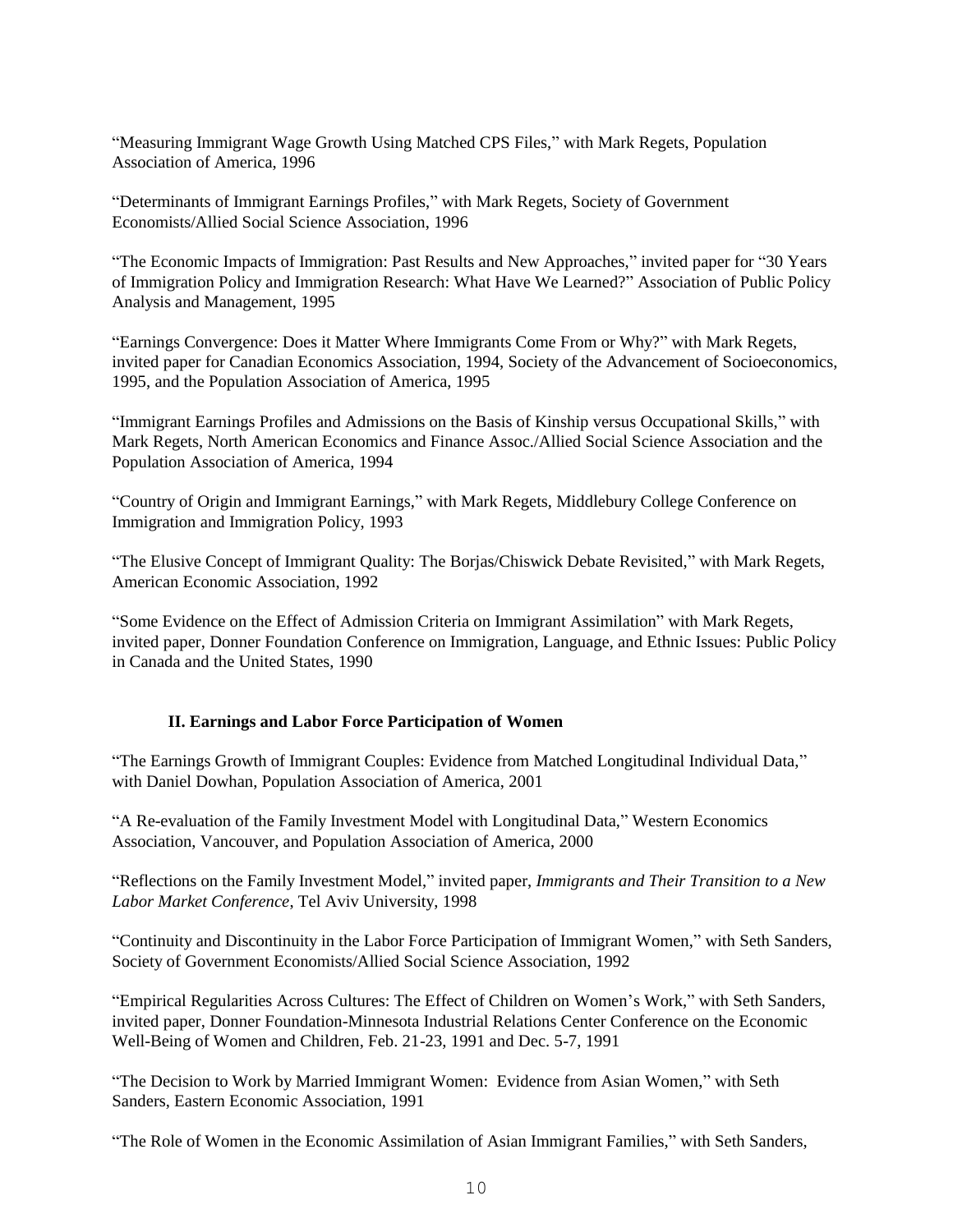"Measuring Immigrant Wage Growth Using Matched CPS Files," with Mark Regets, Population Association of America, 1996

"Determinants of Immigrant Earnings Profiles," with Mark Regets, Society of Government Economists/Allied Social Science Association, 1996

"The Economic Impacts of Immigration: Past Results and New Approaches," invited paper for "30 Years of Immigration Policy and Immigration Research: What Have We Learned?" Association of Public Policy Analysis and Management, 1995

"Earnings Convergence: Does it Matter Where Immigrants Come From or Why?" with Mark Regets, invited paper for Canadian Economics Association, 1994, Society of the Advancement of Socioeconomics, 1995, and the Population Association of America, 1995

"Immigrant Earnings Profiles and Admissions on the Basis of Kinship versus Occupational Skills," with Mark Regets, North American Economics and Finance Assoc./Allied Social Science Association and the Population Association of America, 1994

"Country of Origin and Immigrant Earnings," with Mark Regets, Middlebury College Conference on Immigration and Immigration Policy, 1993

"The Elusive Concept of Immigrant Quality: The Borjas/Chiswick Debate Revisited," with Mark Regets, American Economic Association, 1992

"Some Evidence on the Effect of Admission Criteria on Immigrant Assimilation" with Mark Regets, invited paper, Donner Foundation Conference on Immigration, Language, and Ethnic Issues: Public Policy in Canada and the United States, 1990

### II. Earnings and Labor Force Participation of Women

"The Earnings Growth of Immigrant Couples: Evidence from Matched Longitudinal Individual Data," with Daniel Dowhan, Population Association of America, 2001

"A Re-evaluation of the Family Investment Model with Longitudinal Data," Western Economics Association, Vancouver, and Population Association of America, 2000

"Reflections on the Family Investment Model," invited paper, *Immigrants and Their Transition to a New Labor Market Conference*, Tel Aviv University, 1998

"Continuity and Discontinuity in the Labor Force Participation of Immigrant Women," with Seth Sanders, Society of Government Economists/Allied Social Science Association, 1992

"Empirical Regularities Across Cultures: The Effect of Children on Women's Work," with Seth Sanders, invited paper, Donner Foundation-Minnesota Industrial Relations Center Conference on the Economic Well-Being of Women and Children, Feb. 21-23, 1991 and Dec. 5-7, 1991

"The Decision to Work by Married Immigrant Women: Evidence from Asian Women," with Seth Sanders, Eastern Economic Association, 1991

"The Role of Women in the Economic Assimilation of Asian Immigrant Families," with Seth Sanders,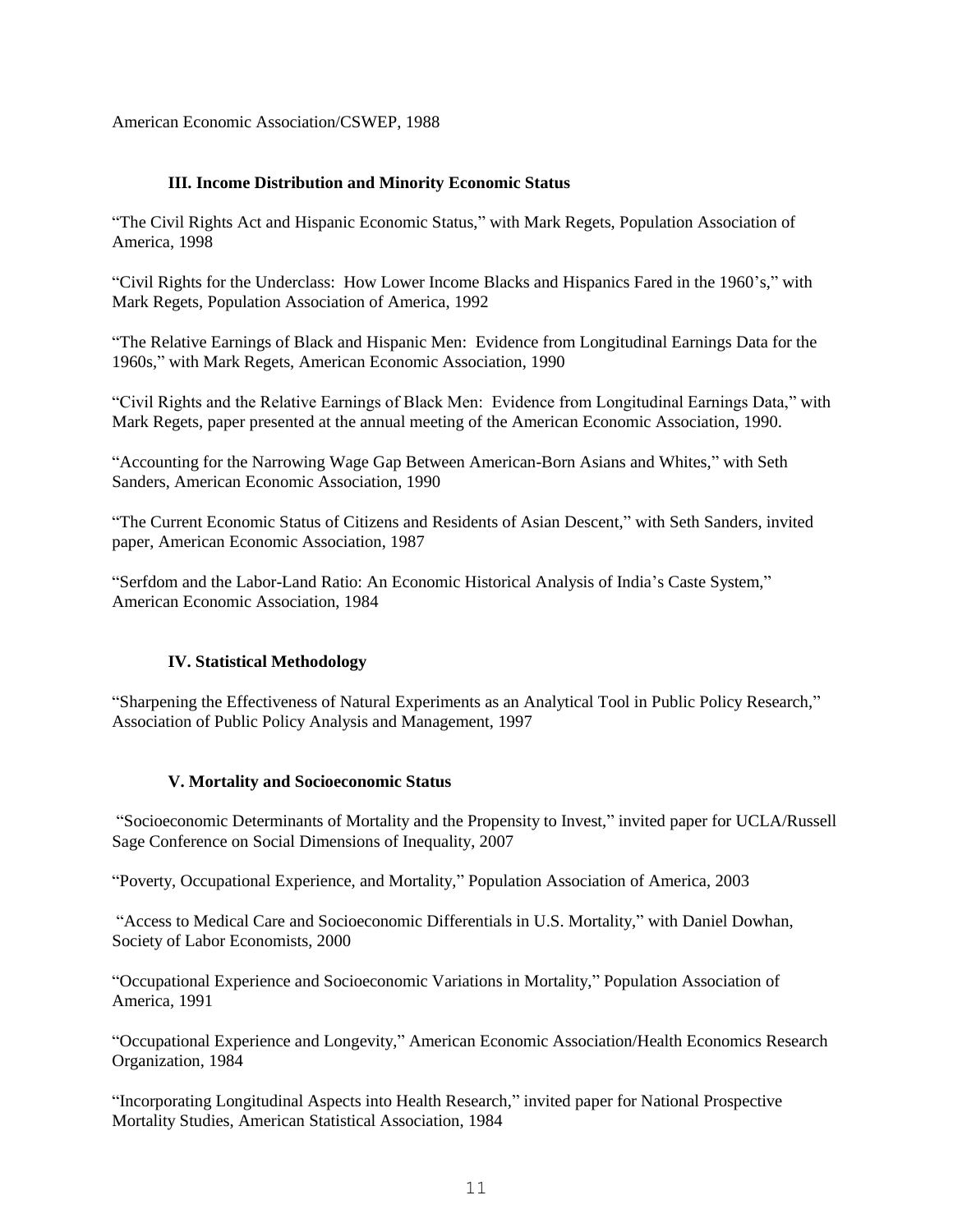American Economic Association/CSWEP, 1988

### III. Income Distribution and Minority Economic Status

"The Civil Rights Act and Hispanic Economic Status," with Mark Regets, Population Association of America, 1998

"Civil Rights for the Underclass: How Lower Income Blacks and Hispanics Fared in the 1960's," with Mark Regets, Population Association of America, 1992

"The Relative Earnings of Black and Hispanic Men: Evidence from Longitudinal Earnings Data for the 1960s," with Mark Regets, American Economic Association, 1990

"Civil Rights and the Relative Earnings of Black Men: Evidence from Longitudinal Earnings Data," with Mark Regets, paper presented at the annual meeting of the American Economic Association, 1990.

"Accounting for the Narrowing Wage Gap Between American-Born Asians and Whites," with Seth Sanders, American Economic Association, 1990

"The Current Economic Status of Citizens and Residents of Asian Descent," with Seth Sanders, invited paper, American Economic Association, 1987

"Serfdom and the Labor-Land Ratio: An Economic Historical Analysis of India's Caste System," American Economic Association, 1984

### IV. Statistical Methodology

"Sharpening the Effectiveness of Natural Experiments as an Analytical Tool in Public Policy Research," Association of Public Policy Analysis and Management, 1997

### V. Mortality and Socioeconomic Status

"Socioeconomic Determinants of Mortality and the Propensity to Invest," invited paper for UCLA/Russell Sage Conference on Social Dimensions of Inequality, 2007

"Poverty, Occupational Experience, and Mortality," Population Association of America, 2003

"Access to Medical Care and Socioeconomic Differentials in U.S. Mortality," with Daniel Dowhan, Society of Labor Economists, 2000

"Occupational Experience and Socioeconomic Variations in Mortality," Population Association of America, 1991

"Occupational Experience and Longevity," American Economic Association/Health Economics Research Organization, 1984

"Incorporating Longitudinal Aspects into Health Research," invited paper for National Prospective Mortality Studies, American Statistical Association, 1984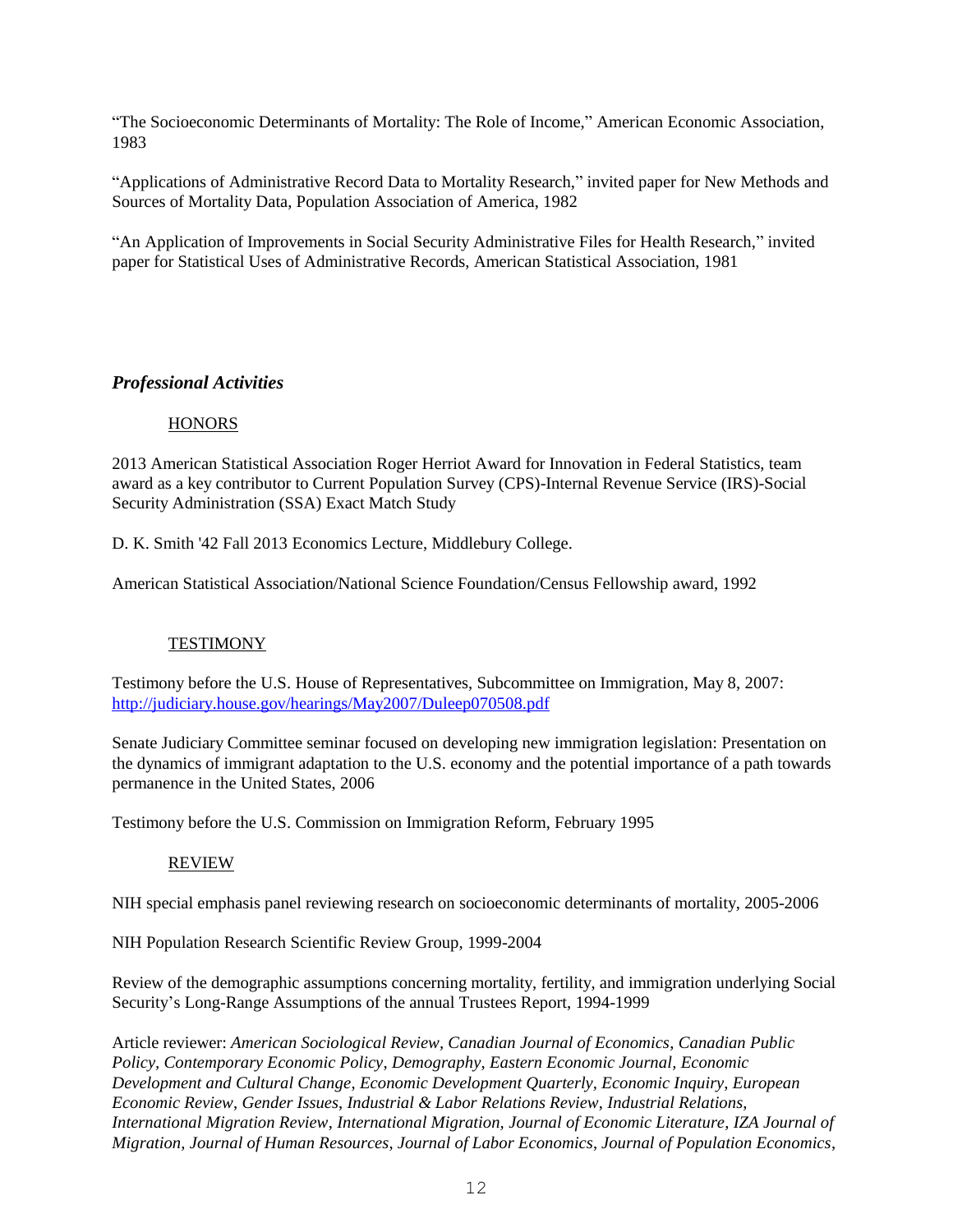"The Socioeconomic Determinants of Mortality: The Role of Income," American Economic Association, 1983

"Applications of Administrative Record Data to Mortality Research," invited paper for New Methods and Sources of Mortality Data, Population Association of America, 1982

"An Application of Improvements in Social Security Administrative Files for Health Research," invited paper for Statistical Uses of Administrative Records, American Statistical Association, 1981

## *Professional Activities*

### HONORS

2013 American Statistical Association Roger Herriot Award for Innovation in Federal Statistics, team award as a key contributor to Current Population Survey (CPS)-Internal Revenue Service (IRS)-Social Security Administration (SSA) Exact Match Study

D. K. Smith '42 Fall 2013 Economics Lecture, Middlebury College.

American Statistical Association/National Science Foundation/Census Fellowship award, 1992

### TESTIMONY

Testimony before the U.S. House of Representatives, Subcommittee on Immigration, May 8, 2007: http://judiciary.house.gov/hearings/May2007/Duleep070508.pdf

Senate Judiciary Committee seminar focused on developing new immigration legislation: Presentation on the dynamics of immigrant adaptation to the U.S. economy and the potential importance of a path towards permanence in the United States, 2006

Testimony before the U.S. Commission on Immigration Reform, February 1995

### REVIEW

NIH special emphasis panel reviewing research on socioeconomic determinants of mortality, 2005-2006

NIH Population Research Scientific Review Group, 1999-2004

Review of the demographic assumptions concerning mortality, fertility, and immigration underlying Social Security's Long-Range Assumptions of the annual Trustees Report, 1994-1999

Article reviewer: *American Sociological Review*, *Canadian Journal of Economics*, *Canadian Public Policy*, *Contemporary Economic Policy*, *Demography*, *Eastern Economic Journal*, *Economic Development and Cultural Change*, *Economic Development Quarterly*, *Economic Inquiry*, *European Economic Review*, *Gender Issues*, *Industrial & Labor Relations Review*, *Industrial Relations*, *International Migration Review*, *International Migration*, *Journal of Economic Literature*, *IZA Journal of Migration*, *Journal of Human Resources*, *Journal of Labor Economics*, *Journal of Population Economics*,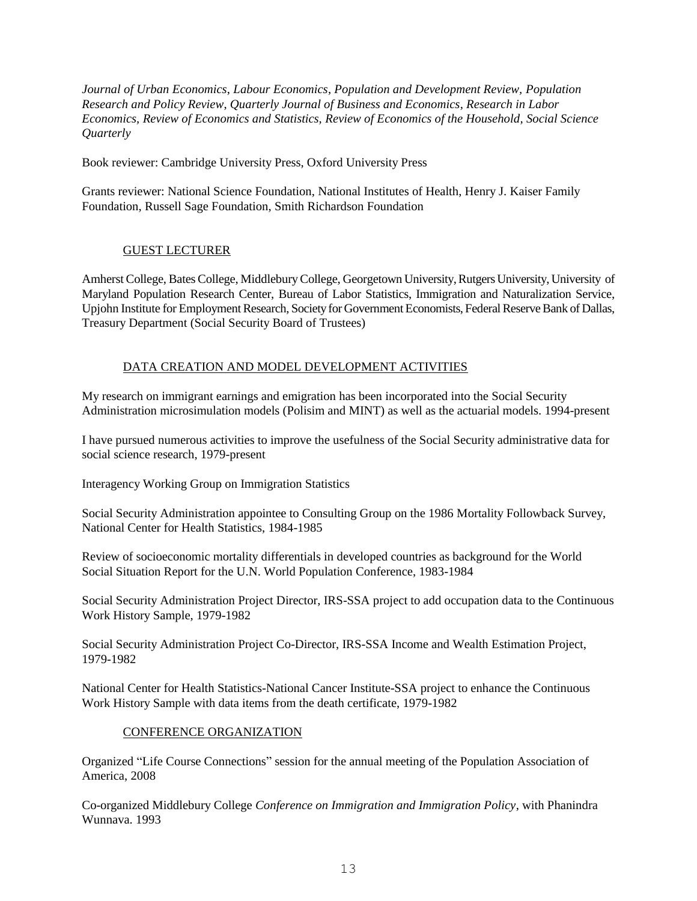*Journal of Urban Economics*, *Labour Economics*, *Population and Development Review*, *Population Research and Policy Review*, *Quarterly Journal of Business and Economics*, *Research in Labor Economics*, *Review of Economics and Statistics*, *Review of Economics of the Household*, *Social Science Quarterly*

Book reviewer: Cambridge University Press, Oxford University Press

Grants reviewer: National Science Foundation, National Institutes of Health, Henry J. Kaiser Family Foundation, Russell Sage Foundation, Smith Richardson Foundation

## GUEST LECTURER

Amherst College, Bates College, Middlebury College, Georgetown University, Rutgers University, University of Maryland Population Research Center, Bureau of Labor Statistics, Immigration and Naturalization Service, Upjohn Institute for Employment Research, Society for Government Economists, Federal Reserve Bank of Dallas, Treasury Department (Social Security Board of Trustees)

## DATA CREATION AND MODEL DEVELOPMENT ACTIVITIES

My research on immigrant earnings and emigration has been incorporated into the Social Security Administration microsimulation models (Polisim and MINT) as well as the actuarial models. 1994-present

I have pursued numerous activities to improve the usefulness of the Social Security administrative data for social science research, 1979-present

Interagency Working Group on Immigration Statistics

Social Security Administration appointee to Consulting Group on the 1986 Mortality Followback Survey, National Center for Health Statistics, 1984-1985

Review of socioeconomic mortality differentials in developed countries as background for the World Social Situation Report for the U.N. World Population Conference, 1983-1984

Social Security Administration Project Director, IRS-SSA project to add occupation data to the Continuous Work History Sample, 1979-1982

Social Security Administration Project Co-Director, IRS-SSA Income and Wealth Estimation Project, 1979-1982

National Center for Health Statistics-National Cancer Institute-SSA project to enhance the Continuous Work History Sample with data items from the death certificate, 1979-1982

## CONFERENCE ORGANIZATION

Organized "Life Course Connections" session for the annual meeting of the Population Association of America, 2008

Co-organized Middlebury College *Conference on Immigration and Immigration Policy*, with Phanindra Wunnava. 1993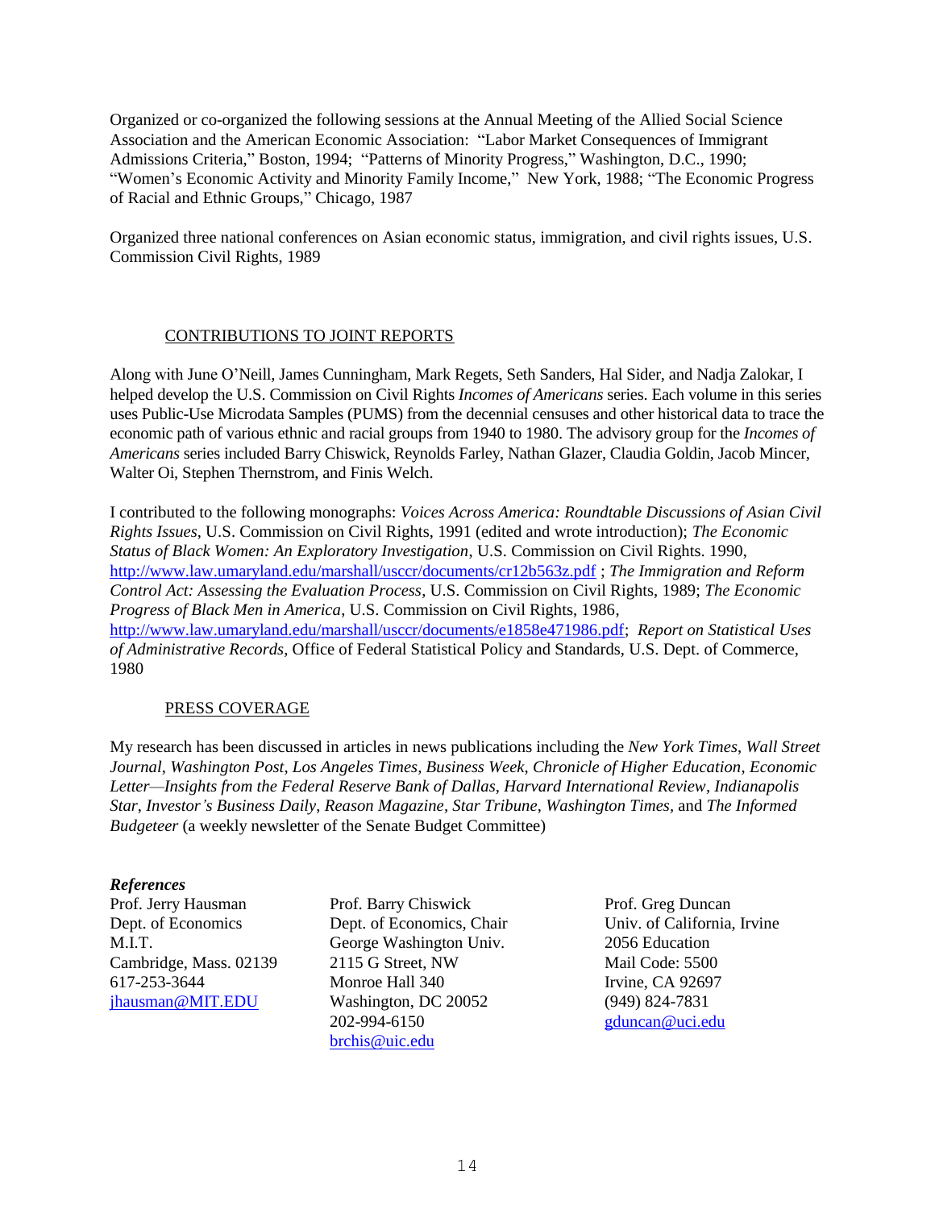Organized or co-organized the following sessions at the Annual Meeting of the Allied Social Science Association and the American Economic Association: "Labor Market Consequences of Immigrant Admissions Criteria," Boston, 1994; "Patterns of Minority Progress," Washington, D.C., 1990; "Women's Economic Activity and Minority Family Income," New York, 1988; "The Economic Progress of Racial and Ethnic Groups," Chicago, 1987

Organized three national conferences on Asian economic status, immigration, and civil rights issues, U.S. Commission Civil Rights, 1989

## CONTRIBUTIONS TO JOINT REPORTS

Along with June O'Neill, James Cunningham, Mark Regets, Seth Sanders, Hal Sider, and Nadja Zalokar, I helped develop the U.S. Commission on Civil Rights *Incomes of Americans* series. Each volume in this series uses Public-Use Microdata Samples (PUMS) from the decennial censuses and other historical data to trace the economic path of various ethnic and racial groups from 1940 to 1980. The advisory group for the *Incomes of Americans* series included Barry Chiswick, Reynolds Farley, Nathan Glazer, Claudia Goldin, Jacob Mincer, Walter Oi, Stephen Thernstrom, and Finis Welch.

I contributed to the following monographs: *Voices Across America: Roundtable Discussions of Asian Civil Rights Issues*, U.S. Commission on Civil Rights, 1991 (edited and wrote introduction); *The Economic Status of Black Women: An Exploratory Investigation*, U.S. Commission on Civil Rights. 1990, http://www.law.umaryland.edu/marshall/usccr/documents/cr12b563z.pdf ; *The Immigration and Reform Control Act: Assessing the Evaluation Process*, U.S. Commission on Civil Rights, 1989; *The Economic Progress of Black Men in America*, U.S. Commission on Civil Rights, 1986, http://www.law.umaryland.edu/marshall/usccr/documents/e1858e471986.pdf; *Report on Statistical Uses of Administrative Records*, Office of Federal Statistical Policy and Standards, U.S. Dept. of Commerce, 1980

## PRESS COVERAGE

My research has been discussed in articles in news publications including the *New York Times*, *Wall Street Journal*, *Washington Post*, *Los Angeles Times*, *Business Week*, *Chronicle of Higher Education*, *Economic Letter—Insights from the Federal Reserve Bank of Dallas*, *Harvard International Review*, *Indianapolis Star*, *Investor's Business Daily*, *Reason Magazine*, *Star Tribune*, *Washington Times*, and *The Informed Budgeteer* (a weekly newsletter of the Senate Budget Committee)

***References***

Prof. Jerry Hausman
Dept. of Economics
M.I.T.
Cambridge, Mass. 02139
617-253-3644
jhausman@MIT.EDU

Prof. Barry Chiswick
Dept. of Economics, Chair
George Washington Univ.
2115 G Street, NW
Monroe Hall 340
Washington, DC 20052
202-994-6150
brchis@uic.edu

Prof. Greg Duncan
Univ. of California, Irvine
2056 Education
Mail Code: 5500
Irvine, CA 92697
(949) 824-7831
gduncan@uci.edu